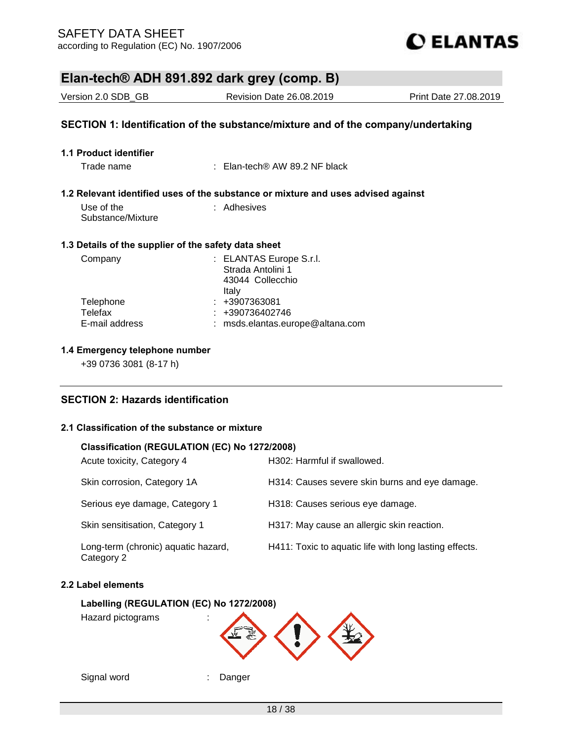# SAFETY DATA SHEET

according to Regulation (EC) No. 1907/2006

## Elan-tech® ADH 891.892 dark grey (comp. B)

| Version 2.0 SDB_GB | Revision Date 26.08.2019 | Print Date 27.08.2019 |
|---|---|---|

## SECTION 1: Identification of the substance/mixture and of the company/undertaking

### 1.1 Product identifier

Trade name : Elan-tech® AW 89.2 NF black

### 1.2 Relevant identified uses of the substance or mixture and uses advised against

Use of the Substance/Mixture : Adhesives

### 1.3 Details of the supplier of the safety data sheet

Company : ELANTAS Europe S.r.l.
Strada Antolini 1
43044 Collecchio
Italy

Telephone : +3907363081

Telefax : +390736402746

E-mail address : msds.elantas.europe@altana.com

### 1.4 Emergency telephone number

+39 0736 3081 (8-17 h)

## SECTION 2: Hazards identification

### 2.1 Classification of the substance or mixture

**Classification (REGULATION (EC) No 1272/2008)**

| Classification | Hazard statement |
|---|---|
| Acute toxicity, Category 4 | H302: Harmful if swallowed. |
| Skin corrosion, Category 1A | H314: Causes severe skin burns and eye damage. |
| Serious eye damage, Category 1 | H318: Causes serious eye damage. |
| Skin sensitisation, Category 1 | H317: May cause an allergic skin reaction. |
| Long-term (chronic) aquatic hazard, Category 2 | H411: Toxic to aquatic life with long lasting effects. |

### 2.2 Label elements

**Labelling (REGULATION (EC) No 1272/2008)**

Hazard pictograms :

Signal word : Danger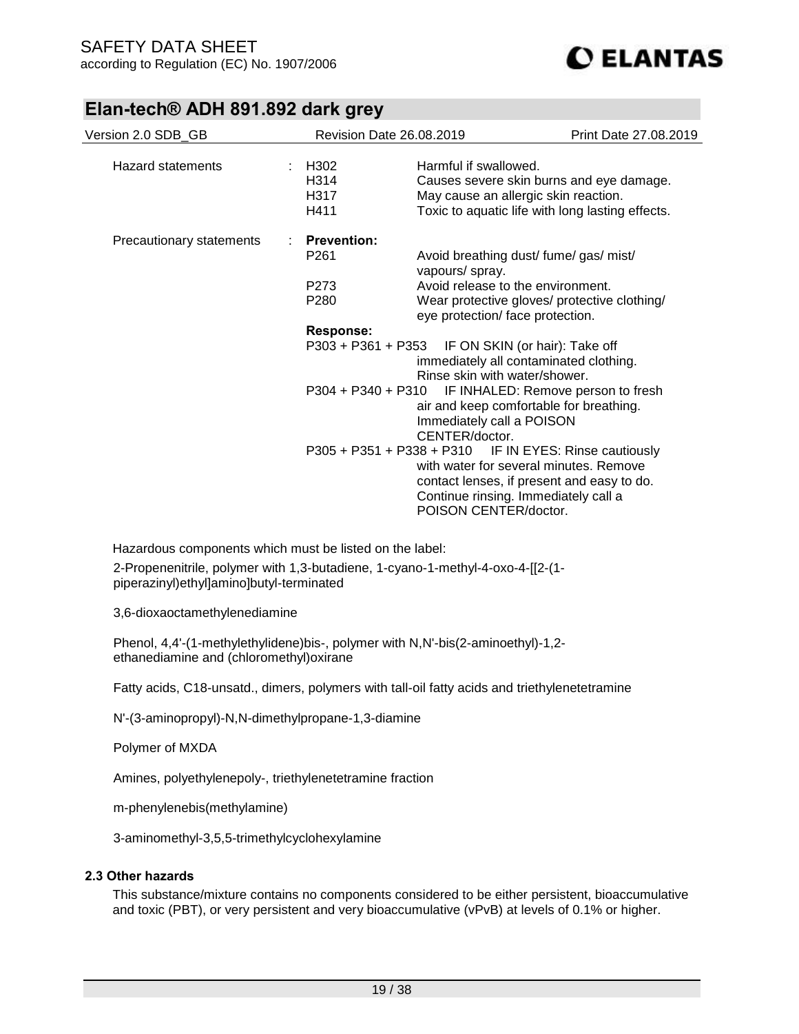| | | | |
|---|---|---|---|
| Hazard statements | : | H302 | Harmful if swallowed. |
| | | H314 | Causes severe skin burns and eye damage. |
| | | H317 | May cause an allergic skin reaction. |
| | | H411 | Toxic to aquatic life with long lasting effects. |
| Precautionary statements | : | **Prevention:** | |
| | | P261 | Avoid breathing dust/ fume/ gas/ mist/ vapours/ spray. |
| | | P273 | Avoid release to the environment. |
| | | P280 | Wear protective gloves/ protective clothing/ eye protection/ face protection. |
| | | **Response:** | |
| | | P303 + P361 + P353 | IF ON SKIN (or hair): Take off immediately all contaminated clothing. Rinse skin with water/shower. |
| | | P304 + P340 + P310 | IF INHALED: Remove person to fresh air and keep comfortable for breathing. Immediately call a POISON CENTER/doctor. |
| | | P305 + P351 + P338 + P310 | IF IN EYES: Rinse cautiously with water for several minutes. Remove contact lenses, if present and easy to do. Continue rinsing. Immediately call a POISON CENTER/doctor. |

Hazardous components which must be listed on the label:

2-Propenenitrile, polymer with 1,3-butadiene, 1-cyano-1-methyl-4-oxo-4-[[2-(1-piperazinyl)ethyl]amino]butyl-terminated

3,6-dioxaoctamethylenediamine

Phenol, 4,4'-(1-methylethylidene)bis-, polymer with N,N'-bis(2-aminoethyl)-1,2-ethanediamine and (chloromethyl)oxirane

Fatty acids, C18-unsatd., dimers, polymers with tall-oil fatty acids and triethylenetetramine

N'-(3-aminopropyl)-N,N-dimethylpropane-1,3-diamine

Polymer of MXDA

Amines, polyethylenepoly-, triethylenetetramine fraction

m-phenylenebis(methylamine)

3-aminomethyl-3,5,5-trimethylcyclohexylamine

### 2.3 Other hazards

This substance/mixture contains no components considered to be either persistent, bioaccumulative and toxic (PBT), or very persistent and very bioaccumulative (vPvB) at levels of 0.1% or higher.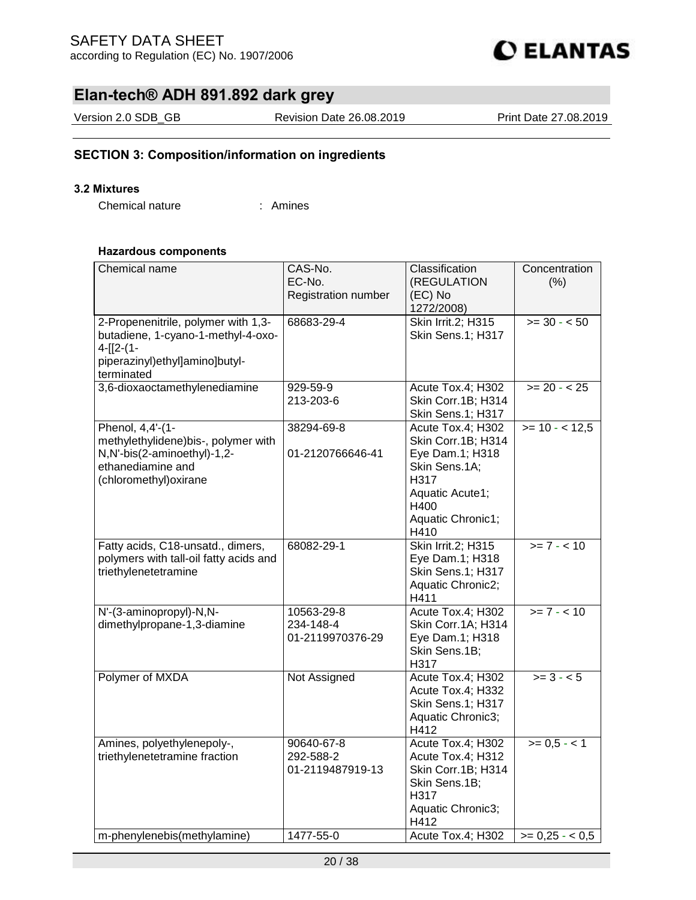## SECTION 3: Composition/information on ingredients

**3.2 Mixtures**

Chemical nature : Amines

**Hazardous components**

| Chemical name | CAS-No.<br>EC-No.<br>Registration number | Classification (REGULATION (EC) No 1272/2008) | Concentration (%) |
|---|---|---|---|
| 2-Propenenitrile, polymer with 1,3-butadiene, 1-cyano-1-methyl-4-oxo-4-[[2-(1-piperazinyl)ethyl]amino]butyl-terminated | 68683-29-4 | Skin Irrit.2; H315<br>Skin Sens.1; H317 | >= 30 - < 50 |
| 3,6-dioxaoctamethylenediamine | 929-59-9<br>213-203-6 | Acute Tox.4; H302<br>Skin Corr.1B; H314<br>Skin Sens.1; H317 | >= 20 - < 25 |
| Phenol, 4,4'-(1-methylethylidene)bis-, polymer with N,N'-bis(2-aminoethyl)-1,2-ethanediamine and (chloromethyl)oxirane | 38294-69-8<br><br>01-2120766646-41 | Acute Tox.4; H302<br>Skin Corr.1B; H314<br>Eye Dam.1; H318<br>Skin Sens.1A; H317<br>Aquatic Acute1; H400<br>Aquatic Chronic1; H410 | >= 10 - < 12,5 |
| Fatty acids, C18-unsatd., dimers, polymers with tall-oil fatty acids and triethylenetetramine | 68082-29-1 | Skin Irrit.2; H315<br>Eye Dam.1; H318<br>Skin Sens.1; H317<br>Aquatic Chronic2; H411 | >= 7 - < 10 |
| N'-(3-aminopropyl)-N,N-dimethylpropane-1,3-diamine | 10563-29-8<br>234-148-4<br>01-2119970376-29 | Acute Tox.4; H302<br>Skin Corr.1A; H314<br>Eye Dam.1; H318<br>Skin Sens.1B; H317 | >= 7 - < 10 |
| Polymer of MXDA | Not Assigned | Acute Tox.4; H302<br>Acute Tox.4; H332<br>Skin Sens.1; H317<br>Aquatic Chronic3; H412 | >= 3 - < 5 |
| Amines, polyethylenepoly-, triethylenetetramine fraction | 90640-67-8<br>292-588-2<br>01-2119487919-13 | Acute Tox.4; H302<br>Acute Tox.4; H312<br>Skin Corr.1B; H314<br>Skin Sens.1B; H317<br>Aquatic Chronic3; H412 | >= 0,5 - < 1 |
| m-phenylenebis(methylamine) | 1477-55-0 | Acute Tox.4; H302 | >= 0,25 - < 0,5 |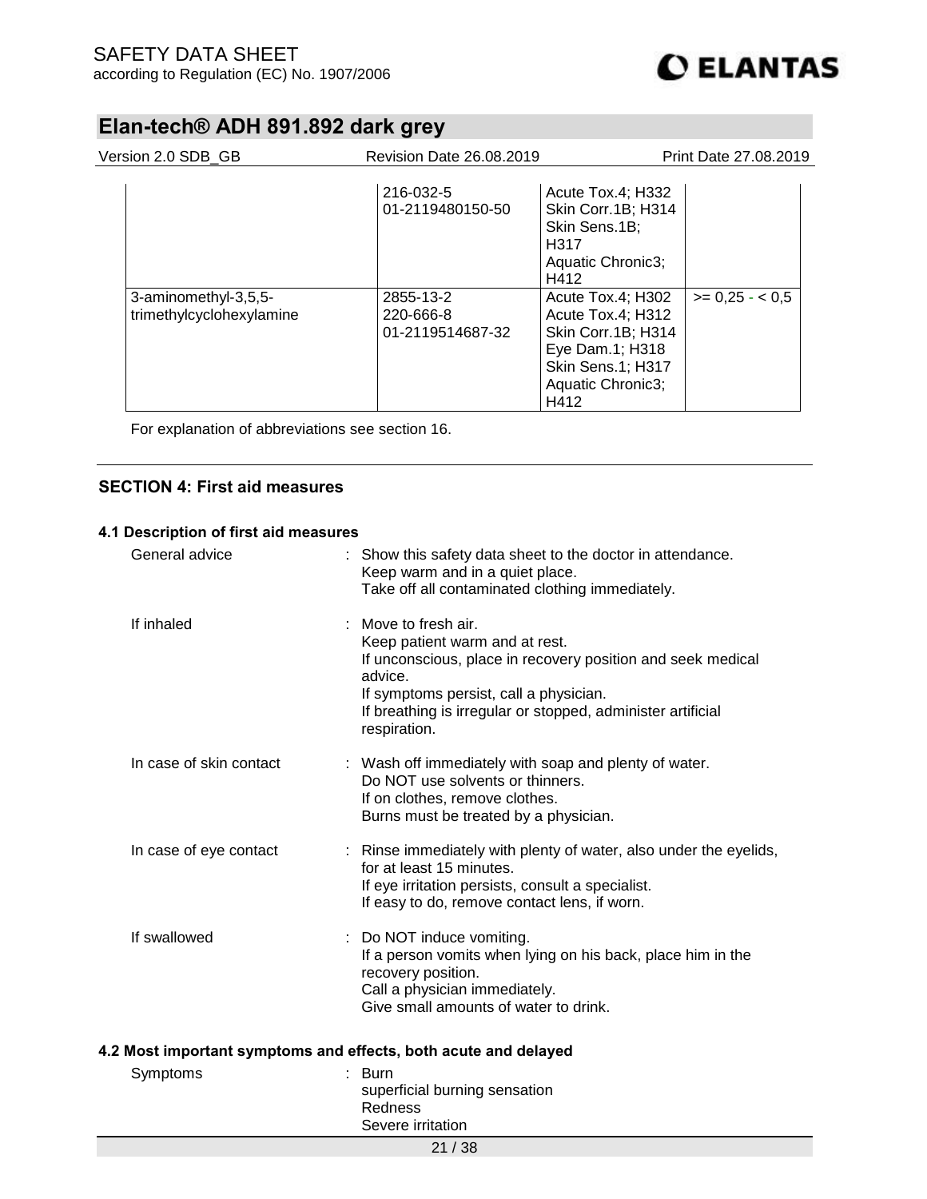| | | | |
|---|---|---|---|
| | 216-032-5<br>01-2119480150-50 | Acute Tox.4; H332<br>Skin Corr.1B; H314<br>Skin Sens.1B; H317<br>Aquatic Chronic3; H412 | |
| 3-aminomethyl-3,5,5-trimethylcyclohexylamine | 2855-13-2<br>220-666-8<br>01-2119514687-32 | Acute Tox.4; H302<br>Acute Tox.4; H312<br>Skin Corr.1B; H314<br>Eye Dam.1; H318<br>Skin Sens.1; H317<br>Aquatic Chronic3; H412 | >= 0,25 - < 0,5 |

For explanation of abbreviations see section 16.

## SECTION 4: First aid measures

### 4.1 Description of first aid measures

General advice : Show this safety data sheet to the doctor in attendance.
Keep warm and in a quiet place.
Take off all contaminated clothing immediately.

If inhaled : Move to fresh air.
Keep patient warm and at rest.
If unconscious, place in recovery position and seek medical advice.
If symptoms persist, call a physician.
If breathing is irregular or stopped, administer artificial respiration.

In case of skin contact : Wash off immediately with soap and plenty of water.
Do NOT use solvents or thinners.
If on clothes, remove clothes.
Burns must be treated by a physician.

In case of eye contact : Rinse immediately with plenty of water, also under the eyelids, for at least 15 minutes.
If eye irritation persists, consult a specialist.
If easy to do, remove contact lens, if worn.

If swallowed : Do NOT induce vomiting.
If a person vomits when lying on his back, place him in the recovery position.
Call a physician immediately.
Give small amounts of water to drink.

### 4.2 Most important symptoms and effects, both acute and delayed

Symptoms : Burn
superficial burning sensation
Redness
Severe irritation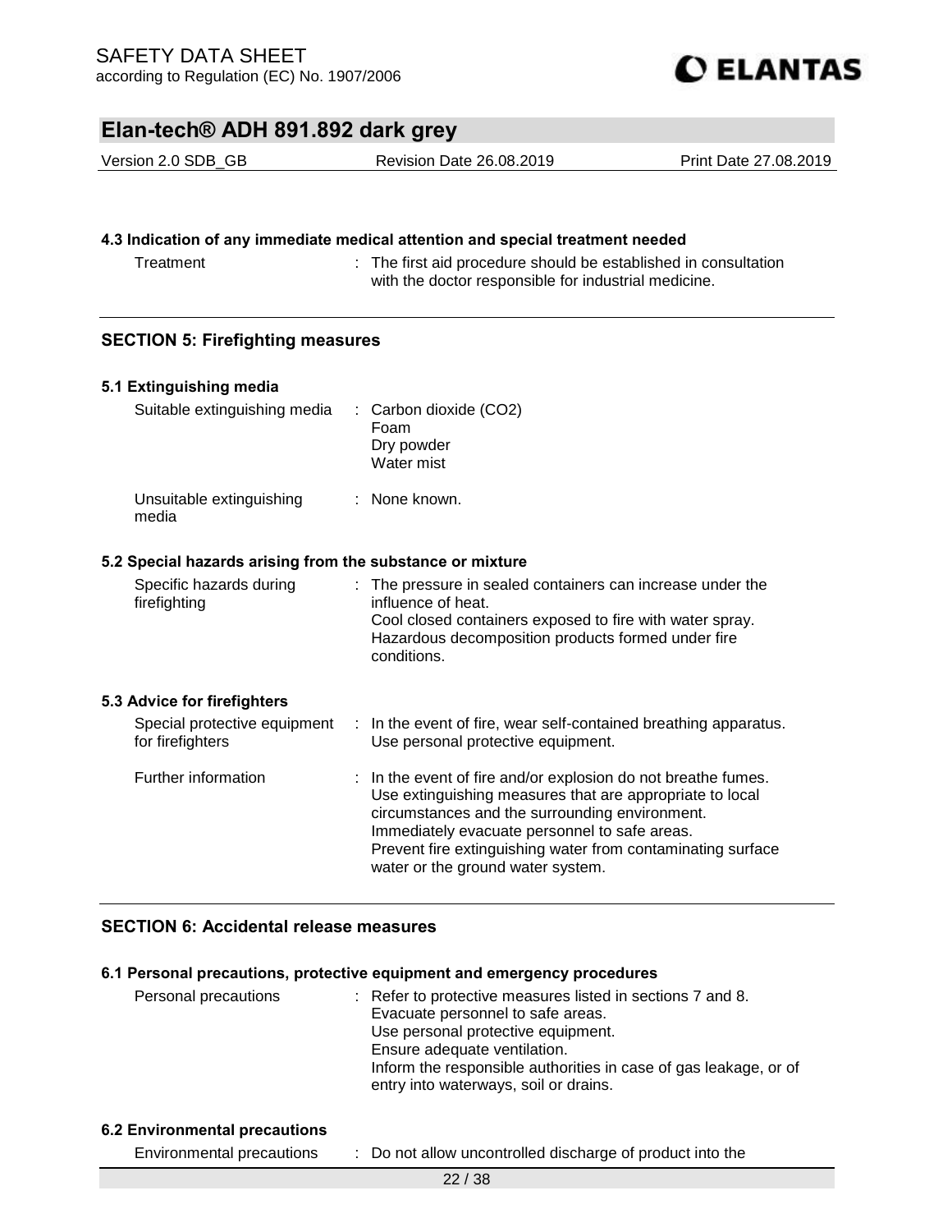### 4.3 Indication of any immediate medical attention and special treatment needed

| | |
|---|---|
| Treatment | : The first aid procedure should be established in consultation with the doctor responsible for industrial medicine. |

## SECTION 5: Firefighting measures

### 5.1 Extinguishing media

| | |
|---|---|
| Suitable extinguishing media | : Carbon dioxide ($CO_2$)<br>Foam<br>Dry powder<br>Water mist |
| Unsuitable extinguishing media | : None known. |

### 5.2 Special hazards arising from the substance or mixture

| | |
|---|---|
| Specific hazards during firefighting | : The pressure in sealed containers can increase under the influence of heat.<br>Cool closed containers exposed to fire with water spray.<br>Hazardous decomposition products formed under fire conditions. |

### 5.3 Advice for firefighters

| | |
|---|---|
| Special protective equipment for firefighters | : In the event of fire, wear self-contained breathing apparatus.<br>Use personal protective equipment. |
| Further information | : In the event of fire and/or explosion do not breathe fumes.<br>Use extinguishing measures that are appropriate to local circumstances and the surrounding environment.<br>Immediately evacuate personnel to safe areas.<br>Prevent fire extinguishing water from contaminating surface water or the ground water system. |

## SECTION 6: Accidental release measures

### 6.1 Personal precautions, protective equipment and emergency procedures

| | |
|---|---|
| Personal precautions | : Refer to protective measures listed in sections 7 and 8.<br>Evacuate personnel to safe areas.<br>Use personal protective equipment.<br>Ensure adequate ventilation.<br>Inform the responsible authorities in case of gas leakage, or of entry into waterways, soil or drains. |

### 6.2 Environmental precautions

| | |
|---|---|
| Environmental precautions | : Do not allow uncontrolled discharge of product into the |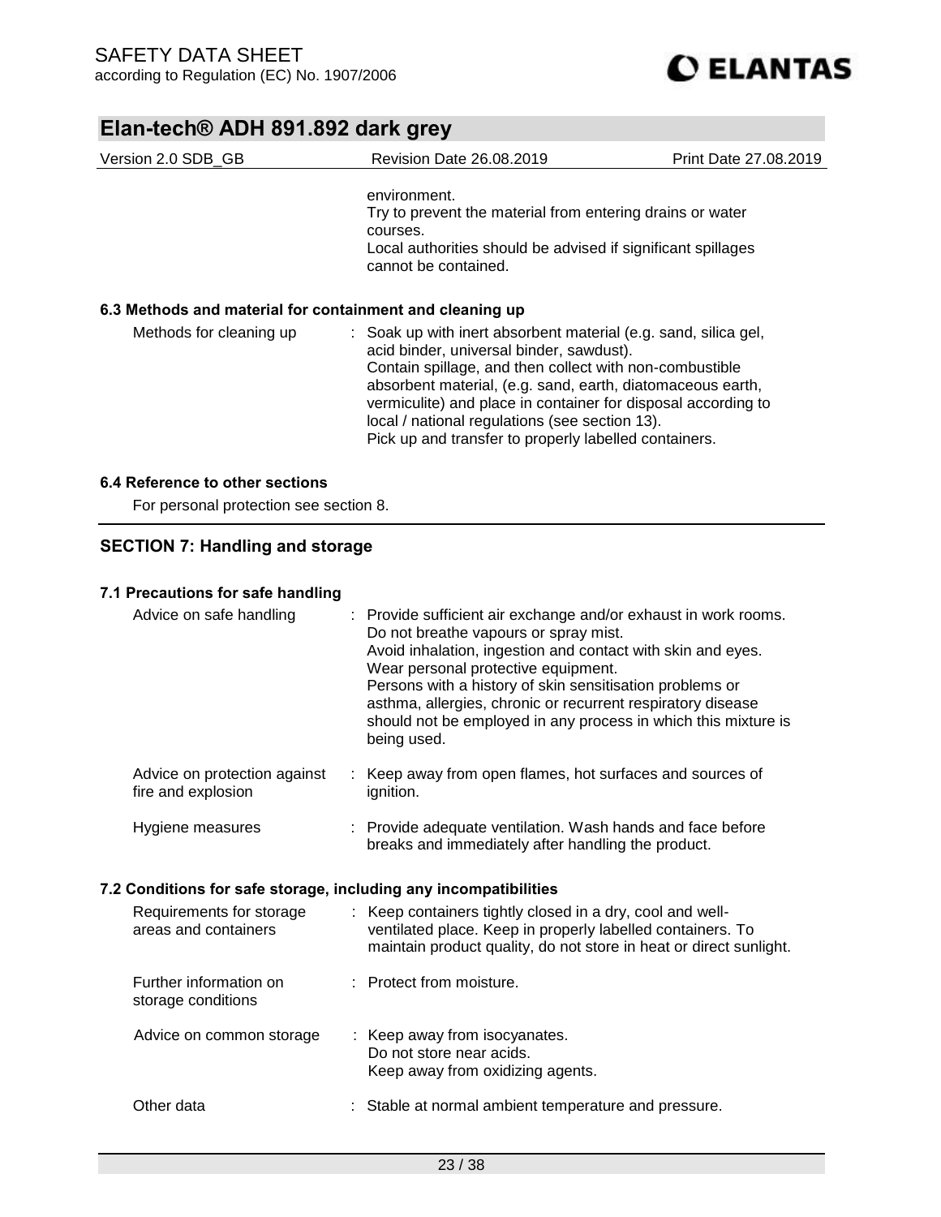environment.
Try to prevent the material from entering drains or water courses.
Local authorities should be advised if significant spillages cannot be contained.

### 6.3 Methods and material for containment and cleaning up

| | |
|---|---|
| Methods for cleaning up | : Soak up with inert absorbent material (e.g. sand, silica gel, acid binder, universal binder, sawdust).<br>Contain spillage, and then collect with non-combustible absorbent material, (e.g. sand, earth, diatomaceous earth, vermiculite) and place in container for disposal according to local / national regulations (see section 13).<br>Pick up and transfer to properly labelled containers. |

### 6.4 Reference to other sections

For personal protection see section 8.

## SECTION 7: Handling and storage

### 7.1 Precautions for safe handling

| | |
|---|---|
| Advice on safe handling | : Provide sufficient air exchange and/or exhaust in work rooms.<br>Do not breathe vapours or spray mist.<br>Avoid inhalation, ingestion and contact with skin and eyes.<br>Wear personal protective equipment.<br>Persons with a history of skin sensitisation problems or asthma, allergies, chronic or recurrent respiratory disease should not be employed in any process in which this mixture is being used. |
| Advice on protection against fire and explosion | : Keep away from open flames, hot surfaces and sources of ignition. |
| Hygiene measures | : Provide adequate ventilation. Wash hands and face before breaks and immediately after handling the product. |

### 7.2 Conditions for safe storage, including any incompatibilities

| | |
|---|---|
| Requirements for storage areas and containers | : Keep containers tightly closed in a dry, cool and well-ventilated place. Keep in properly labelled containers. To maintain product quality, do not store in heat or direct sunlight. |
| Further information on storage conditions | : Protect from moisture. |
| Advice on common storage | : Keep away from isocyanates.<br>Do not store near acids.<br>Keep away from oxidizing agents. |
| Other data | : Stable at normal ambient temperature and pressure. |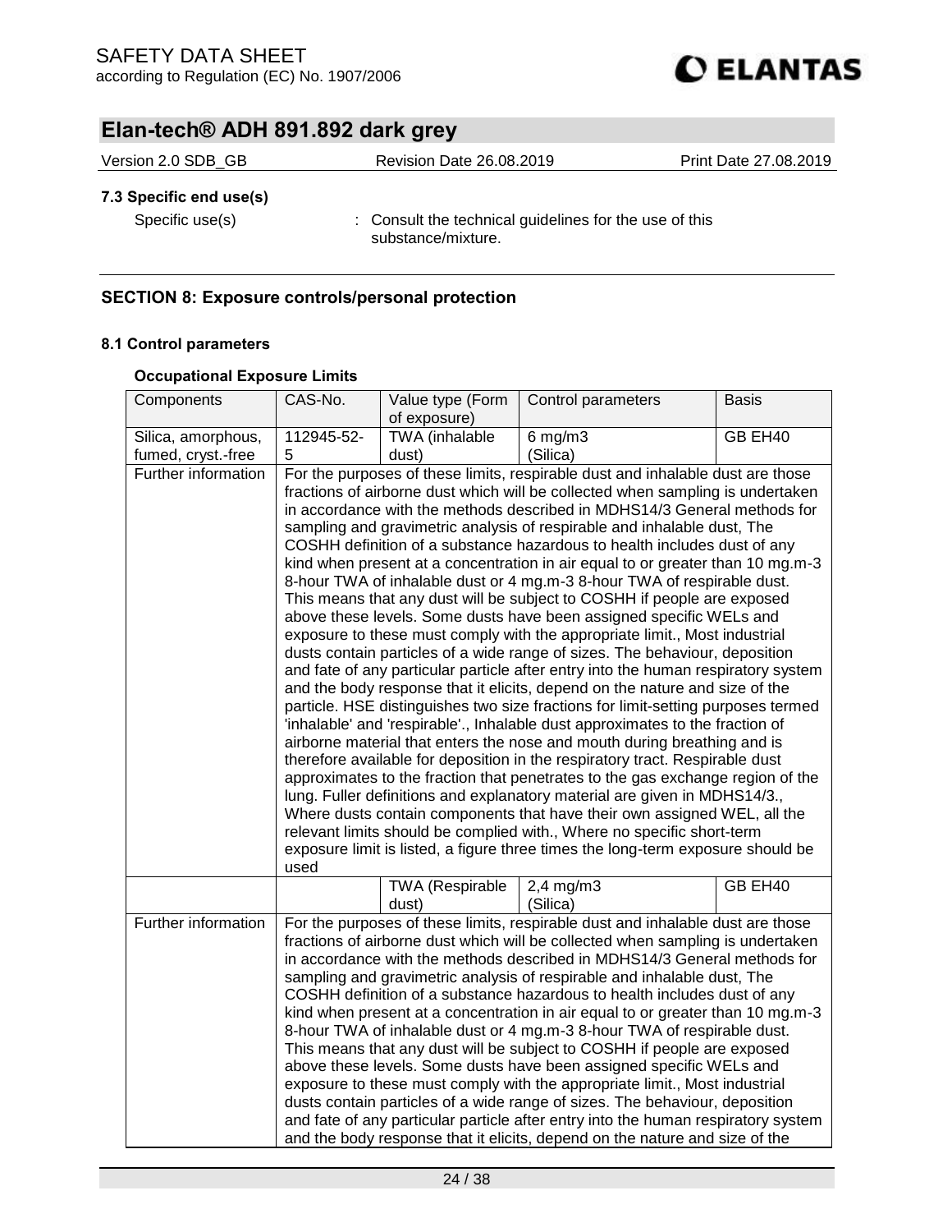### 7.3 Specific end use(s)

Specific use(s) : Consult the technical guidelines for the use of this substance/mixture.

## SECTION 8: Exposure controls/personal protection

### 8.1 Control parameters

**Occupational Exposure Limits**

| Components | CAS-No. | Value type (Form of exposure) | Control parameters | Basis |
|---|---|---|---|---|
| Silica, amorphous, fumed, cryst.-free | 112945-52-5 | TWA (inhalable dust) | 6 mg/m3 (Silica) | GB EH40 |
| Further information | For the purposes of these limits, respirable dust and inhalable dust are those fractions of airborne dust which will be collected when sampling is undertaken in accordance with the methods described in MDHS14/3 General methods for sampling and gravimetric analysis of respirable and inhalable dust, The COSHH definition of a substance hazardous to health includes dust of any kind when present at a concentration in air equal to or greater than 10 mg.m-3 8-hour TWA of inhalable dust or 4 mg.m-3 8-hour TWA of respirable dust. This means that any dust will be subject to COSHH if people are exposed above these levels. Some dusts have been assigned specific WELs and exposure to these must comply with the appropriate limit., Most industrial dusts contain particles of a wide range of sizes. The behaviour, deposition and fate of any particular particle after entry into the human respiratory system and the body response that it elicits, depend on the nature and size of the particle. HSE distinguishes two size fractions for limit-setting purposes termed 'inhalable' and 'respirable'., Inhalable dust approximates to the fraction of airborne material that enters the nose and mouth during breathing and is therefore available for deposition in the respiratory tract. Respirable dust approximates to the fraction that penetrates to the gas exchange region of the lung. Fuller definitions and explanatory material are given in MDHS14/3., Where dusts contain components that have their own assigned WEL, all the relevant limits should be complied with., Where no specific short-term exposure limit is listed, a figure three times the long-term exposure should be used | | | |
| | | TWA (Respirable dust) | 2,4 mg/m3 (Silica) | GB EH40 |
| Further information | For the purposes of these limits, respirable dust and inhalable dust are those fractions of airborne dust which will be collected when sampling is undertaken in accordance with the methods described in MDHS14/3 General methods for sampling and gravimetric analysis of respirable and inhalable dust, The COSHH definition of a substance hazardous to health includes dust of any kind when present at a concentration in air equal to or greater than 10 mg.m-3 8-hour TWA of inhalable dust or 4 mg.m-3 8-hour TWA of respirable dust. This means that any dust will be subject to COSHH if people are exposed above these levels. Some dusts have been assigned specific WELs and exposure to these must comply with the appropriate limit., Most industrial dusts contain particles of a wide range of sizes. The behaviour, deposition and fate of any particular particle after entry into the human respiratory system and the body response that it elicits, depend on the nature and size of the | | | |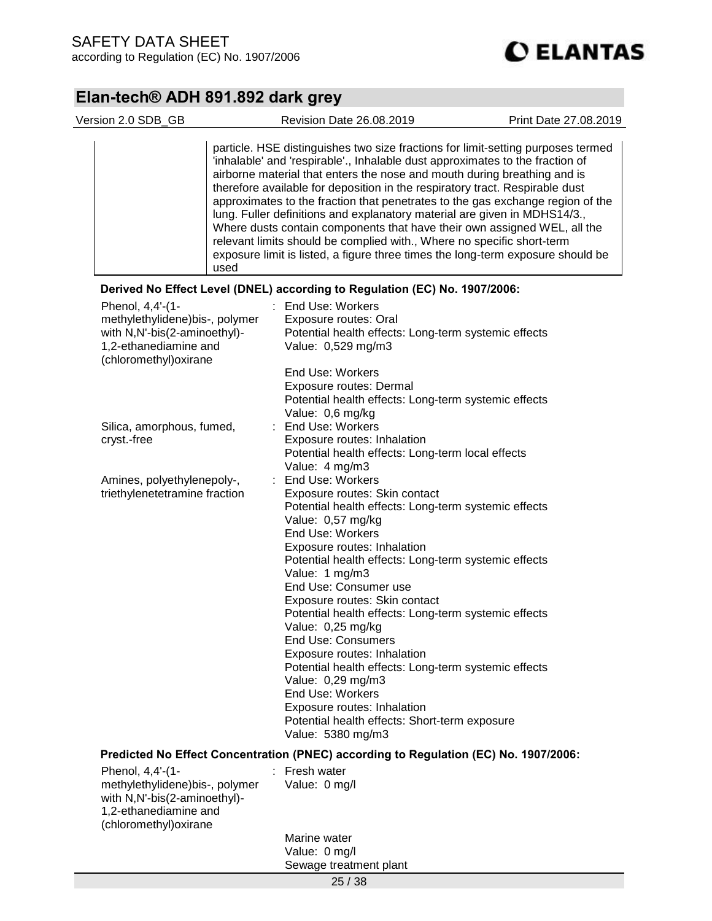| | particle. HSE distinguishes two size fractions for limit-setting purposes termed 'inhalable' and 'respirable'., Inhalable dust approximates to the fraction of airborne material that enters the nose and mouth during breathing and is therefore available for deposition in the respiratory tract. Respirable dust approximates to the fraction that penetrates to the gas exchange region of the lung. Fuller definitions and explanatory material are given in MDHS14/3., Where dusts contain components that have their own assigned WEL, all the relevant limits should be complied with., Where no specific short-term exposure limit is listed, a figure three times the long-term exposure should be used |
|---|---|

**Derived No Effect Level (DNEL) according to Regulation (EC) No. 1907/2006:**

Phenol, 4,4'-(1-methylethylidene)bis-, polymer with N,N'-bis(2-aminoethyl)-1,2-ethanediamine and (chloromethyl)oxirane :
End Use: Workers
Exposure routes: Oral
Potential health effects: Long-term systemic effects
Value: 0,529 mg/m3

End Use: Workers
Exposure routes: Dermal
Potential health effects: Long-term systemic effects
Value: 0,6 mg/kg

Silica, amorphous, fumed, cryst.-free :
End Use: Workers
Exposure routes: Inhalation
Potential health effects: Long-term local effects
Value: 4 mg/m3

Amines, polyethylenepoly-, triethylenetetramine fraction :
End Use: Workers
Exposure routes: Skin contact
Potential health effects: Long-term systemic effects
Value: 0,57 mg/kg
End Use: Workers
Exposure routes: Inhalation
Potential health effects: Long-term systemic effects
Value: 1 mg/m3
End Use: Consumer use
Exposure routes: Skin contact
Potential health effects: Long-term systemic effects
Value: 0,25 mg/kg
End Use: Consumers
Exposure routes: Inhalation
Potential health effects: Long-term systemic effects
Value: 0,29 mg/m3
End Use: Workers
Exposure routes: Inhalation
Potential health effects: Short-term exposure
Value: 5380 mg/m3

**Predicted No Effect Concentration (PNEC) according to Regulation (EC) No. 1907/2006:**

Phenol, 4,4'-(1-methylethylidene)bis-, polymer with N,N'-bis(2-aminoethyl)-1,2-ethanediamine and (chloromethyl)oxirane :
Fresh water
Value: 0 mg/l

Marine water
Value: 0 mg/l
Sewage treatment plant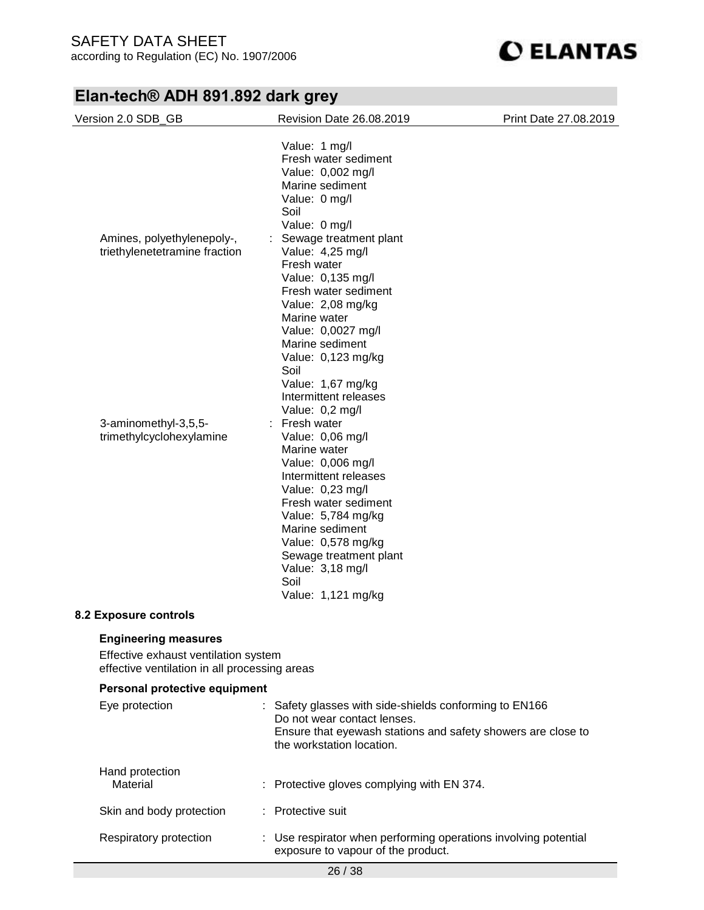| | | |
|---|---|---|
| | | Value: 1 mg/l<br>Fresh water sediment<br>Value: 0,002 mg/l<br>Marine sediment<br>Value: 0 mg/l<br>Soil<br>Value: 0 mg/l |
| Amines, polyethylenepoly-, triethylenetetramine fraction | : | Sewage treatment plant<br>Value: 4,25 mg/l<br>Fresh water<br>Value: 0,135 mg/l<br>Fresh water sediment<br>Value: 2,08 mg/kg<br>Marine water<br>Value: 0,0027 mg/l<br>Marine sediment<br>Value: 0,123 mg/kg<br>Soil<br>Value: 1,67 mg/kg<br>Intermittent releases<br>Value: 0,2 mg/l |
| 3-aminomethyl-3,5,5-trimethylcyclohexylamine | : | Fresh water<br>Value: 0,06 mg/l<br>Marine water<br>Value: 0,006 mg/l<br>Intermittent releases<br>Value: 0,23 mg/l<br>Fresh water sediment<br>Value: 5,784 mg/kg<br>Marine sediment<br>Value: 0,578 mg/kg<br>Sewage treatment plant<br>Value: 3,18 mg/l<br>Soil<br>Value: 1,121 mg/kg |

## 8.2 Exposure controls

### Engineering measures

Effective exhaust ventilation system
effective ventilation in all processing areas

### Personal protective equipment

| | | |
|---|---|---|
| Eye protection | : | Safety glasses with side-shields conforming to EN166<br>Do not wear contact lenses.<br>Ensure that eyewash stations and safety showers are close to the workstation location. |
| Hand protection<br>Material | : | Protective gloves complying with EN 374. |
| Skin and body protection | : | Protective suit |
| Respiratory protection | : | Use respirator when performing operations involving potential exposure to vapour of the product. |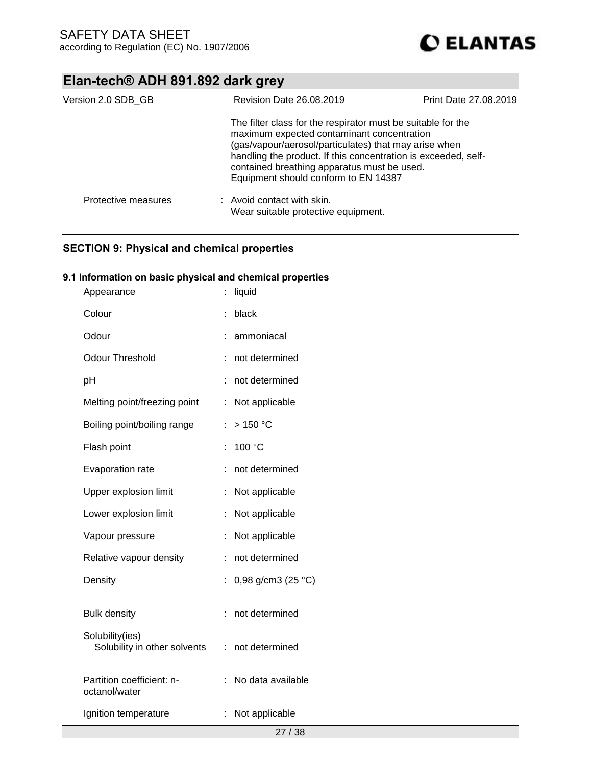The filter class for the respirator must be suitable for the maximum expected contaminant concentration (gas/vapour/aerosol/particulates) that may arise when handling the product. If this concentration is exceeded, self-contained breathing apparatus must be used.
Equipment should conform to EN 14387

| | |
|---|---|
| Protective measures | : Avoid contact with skin.<br>Wear suitable protective equipment. |

## SECTION 9: Physical and chemical properties

### 9.1 Information on basic physical and chemical properties

| | |
|---|---|
| Appearance | : liquid |
| Colour | : black |
| Odour | : ammoniacal |
| Odour Threshold | : not determined |
| pH | : not determined |
| Melting point/freezing point | : Not applicable |
| Boiling point/boiling range | : > 150 °C |
| Flash point | : 100 °C |
| Evaporation rate | : not determined |
| Upper explosion limit | : Not applicable |
| Lower explosion limit | : Not applicable |
| Vapour pressure | : Not applicable |
| Relative vapour density | : not determined |
| Density | : 0,98 g/cm3 (25 °C) |
| Bulk density | : not determined |
| Solubility(ies)<br>Solubility in other solvents | : not determined |
| Partition coefficient: n-octanol/water | : No data available |
| Ignition temperature | : Not applicable |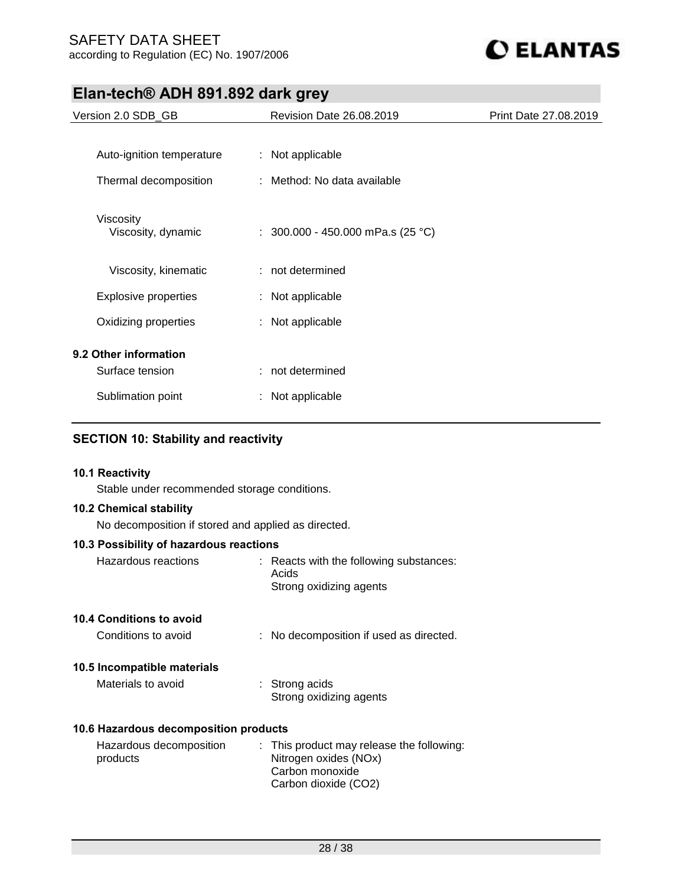| | |
|---|---|
| Auto-ignition temperature | : Not applicable |
| Thermal decomposition | : Method: No data available |
| Viscosity | |
| Viscosity, dynamic | : 300.000 - 450.000 mPa.s (25 °C) |
| Viscosity, kinematic | : not determined |
| Explosive properties | : Not applicable |
| Oxidizing properties | : Not applicable |

**9.2 Other information**

| | |
|---|---|
| Surface tension | : not determined |
| Sublimation point | : Not applicable |

## SECTION 10: Stability and reactivity

**10.1 Reactivity**

Stable under recommended storage conditions.

**10.2 Chemical stability**

No decomposition if stored and applied as directed.

**10.3 Possibility of hazardous reactions**

| | |
|---|---|
| Hazardous reactions | : Reacts with the following substances: Acids Strong oxidizing agents |

**10.4 Conditions to avoid**

| | |
|---|---|
| Conditions to avoid | : No decomposition if used as directed. |

**10.5 Incompatible materials**

| | |
|---|---|
| Materials to avoid | : Strong acids Strong oxidizing agents |

**10.6 Hazardous decomposition products**

| | |
|---|---|
| Hazardous decomposition products | : This product may release the following: Nitrogen oxides (NOx) Carbon monoxide Carbon dioxide ($CO_2$) |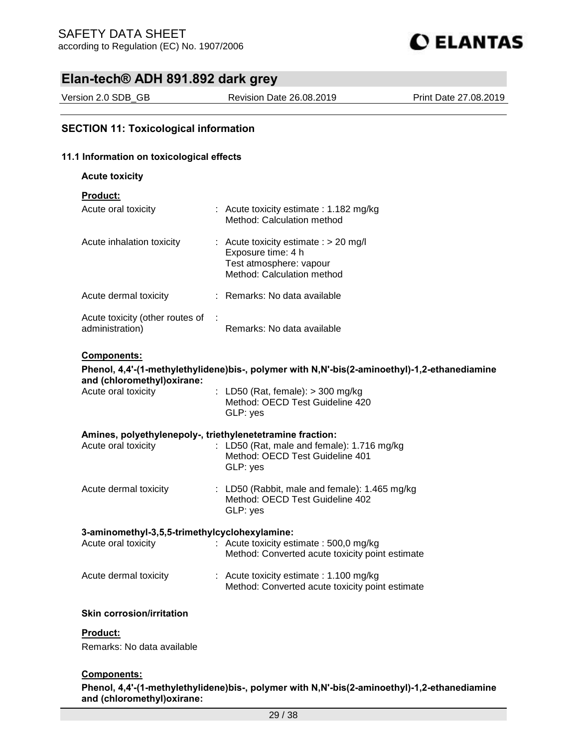## SECTION 11: Toxicological information

### 11.1 Information on toxicological effects

**Acute toxicity**

**Product:**

| | | |
|---|---|---|
| Acute oral toxicity | : | Acute toxicity estimate : 1.182 mg/kg<br>Method: Calculation method |
| Acute inhalation toxicity | : | Acute toxicity estimate : > 20 mg/l<br>Exposure time: 4 h<br>Test atmosphere: vapour<br>Method: Calculation method |
| Acute dermal toxicity | : | Remarks: No data available |
| Acute toxicity (other routes of administration) | : | Remarks: No data available |

**Components:**

**Phenol, 4,4'-(1-methylethylidene)bis-, polymer with N,N'-bis(2-aminoethyl)-1,2-ethanediamine and (chloromethyl)oxirane:**

| | | |
|---|---|---|
| Acute oral toxicity | : | LD50 (Rat, female): > 300 mg/kg<br>Method: OECD Test Guideline 420<br>GLP: yes |

**Amines, polyethylenepoly-, triethylenetetramine fraction:**

| | | |
|---|---|---|
| Acute oral toxicity | : | LD50 (Rat, male and female): 1.716 mg/kg<br>Method: OECD Test Guideline 401<br>GLP: yes |
| Acute dermal toxicity | : | LD50 (Rabbit, male and female): 1.465 mg/kg<br>Method: OECD Test Guideline 402<br>GLP: yes |

**3-aminomethyl-3,5,5-trimethylcyclohexylamine:**

| | | |
|---|---|---|
| Acute oral toxicity | : | Acute toxicity estimate : 500,0 mg/kg<br>Method: Converted acute toxicity point estimate |
| Acute dermal toxicity | : | Acute toxicity estimate : 1.100 mg/kg<br>Method: Converted acute toxicity point estimate |

**Skin corrosion/irritation**

**Product:**

Remarks: No data available

**Components:**

**Phenol, 4,4'-(1-methylethylidene)bis-, polymer with N,N'-bis(2-aminoethyl)-1,2-ethanediamine and (chloromethyl)oxirane:**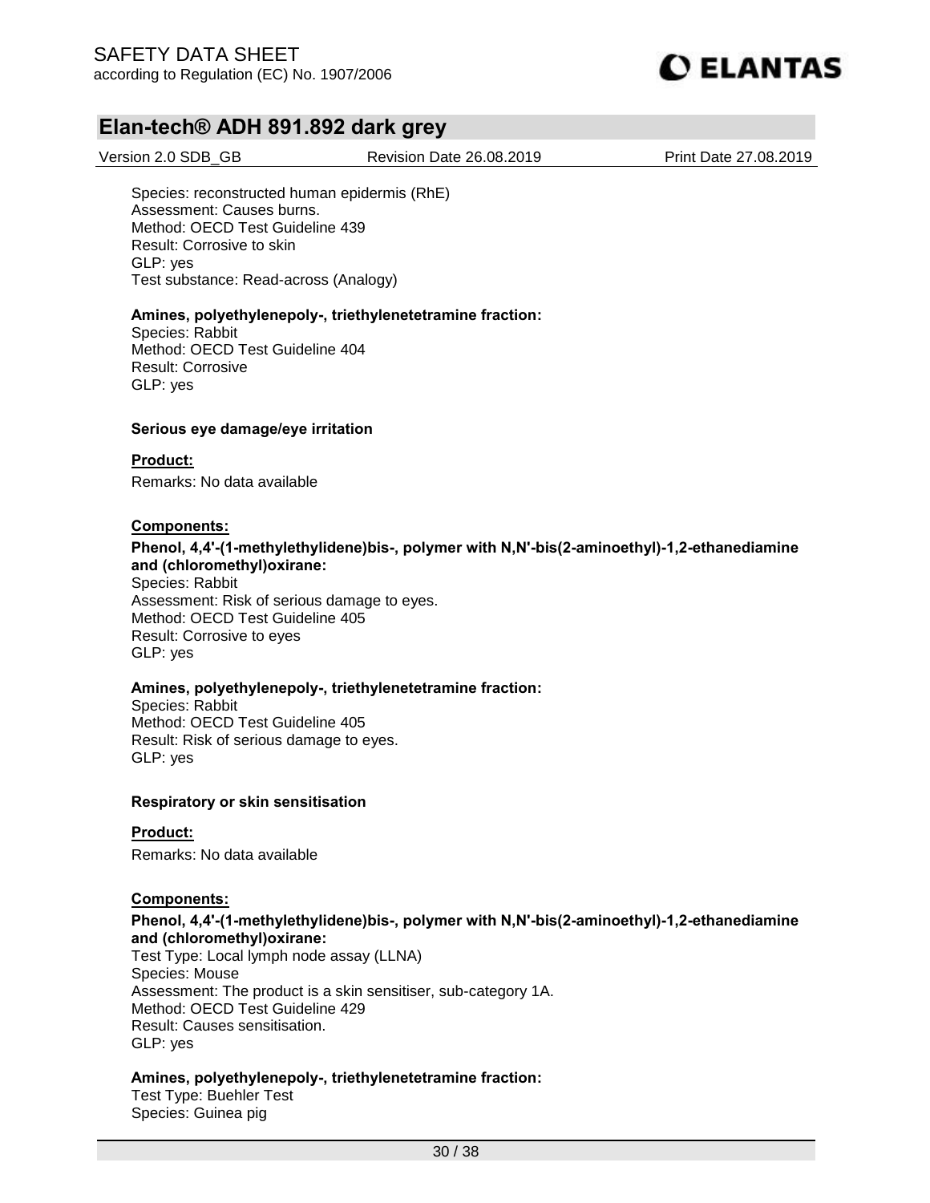Species: reconstructed human epidermis (RhE)
Assessment: Causes burns.
Method: OECD Test Guideline 439
Result: Corrosive to skin
GLP: yes
Test substance: Read-across (Analogy)

**Amines, polyethylenepoly-, triethylenetetramine fraction:**
Species: Rabbit
Method: OECD Test Guideline 404
Result: Corrosive
GLP: yes

**Serious eye damage/eye irritation**

**Product:**

Remarks: No data available

**Components:**

**Phenol, 4,4'-(1-methylethylidene)bis-, polymer with N,N'-bis(2-aminoethyl)-1,2-ethanediamine and (chloromethyl)oxirane:**
Species: Rabbit
Assessment: Risk of serious damage to eyes.
Method: OECD Test Guideline 405
Result: Corrosive to eyes
GLP: yes

**Amines, polyethylenepoly-, triethylenetetramine fraction:**
Species: Rabbit
Method: OECD Test Guideline 405
Result: Risk of serious damage to eyes.
GLP: yes

**Respiratory or skin sensitisation**

**Product:**

Remarks: No data available

**Components:**

**Phenol, 4,4'-(1-methylethylidene)bis-, polymer with N,N'-bis(2-aminoethyl)-1,2-ethanediamine and (chloromethyl)oxirane:**
Test Type: Local lymph node assay (LLNA)
Species: Mouse
Assessment: The product is a skin sensitiser, sub-category 1A.
Method: OECD Test Guideline 429
Result: Causes sensitisation.
GLP: yes

**Amines, polyethylenepoly-, triethylenetetramine fraction:**
Test Type: Buehler Test
Species: Guinea pig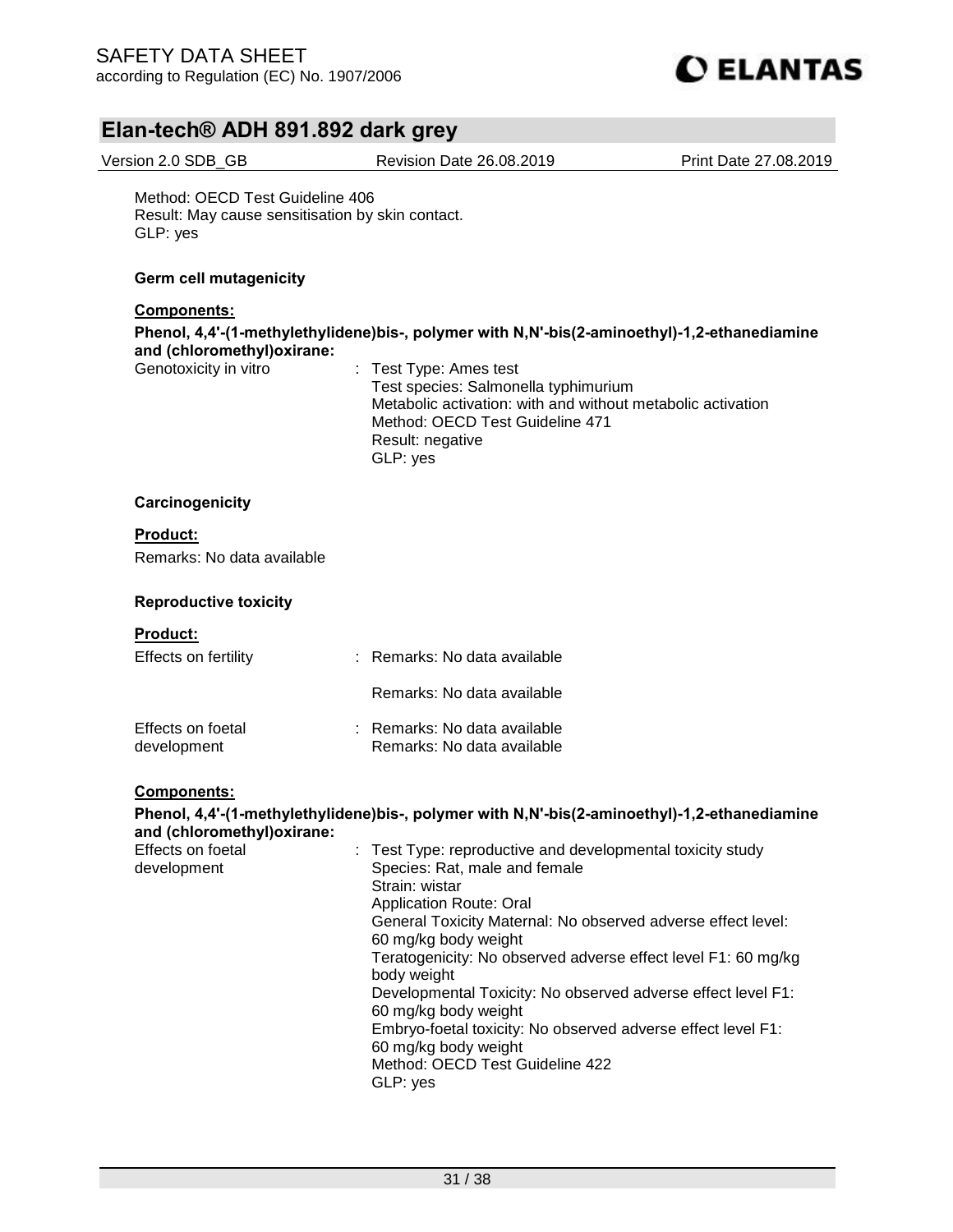Method: OECD Test Guideline 406
Result: May cause sensitisation by skin contact.
GLP: yes

**Germ cell mutagenicity**

**Components:**

**Phenol, 4,4'-(1-methylethylidene)bis-, polymer with N,N'-bis(2-aminoethyl)-1,2-ethanediamine and (chloromethyl)oxirane:**

Genotoxicity in vitro : Test Type: Ames test
Test species: Salmonella typhimurium
Metabolic activation: with and without metabolic activation
Method: OECD Test Guideline 471
Result: negative
GLP: yes

**Carcinogenicity**

**Product:**

Remarks: No data available

**Reproductive toxicity**

**Product:**

Effects on fertility : Remarks: No data available

Remarks: No data available

Effects on foetal development : Remarks: No data available
Remarks: No data available

**Components:**

**Phenol, 4,4'-(1-methylethylidene)bis-, polymer with N,N'-bis(2-aminoethyl)-1,2-ethanediamine and (chloromethyl)oxirane:**

Effects on foetal development : Test Type: reproductive and developmental toxicity study
Species: Rat, male and female
Strain: wistar
Application Route: Oral
General Toxicity Maternal: No observed adverse effect level: 60 mg/kg body weight
Teratogenicity: No observed adverse effect level F1: 60 mg/kg body weight
Developmental Toxicity: No observed adverse effect level F1: 60 mg/kg body weight
Embryo-foetal toxicity: No observed adverse effect level F1: 60 mg/kg body weight
Method: OECD Test Guideline 422
GLP: yes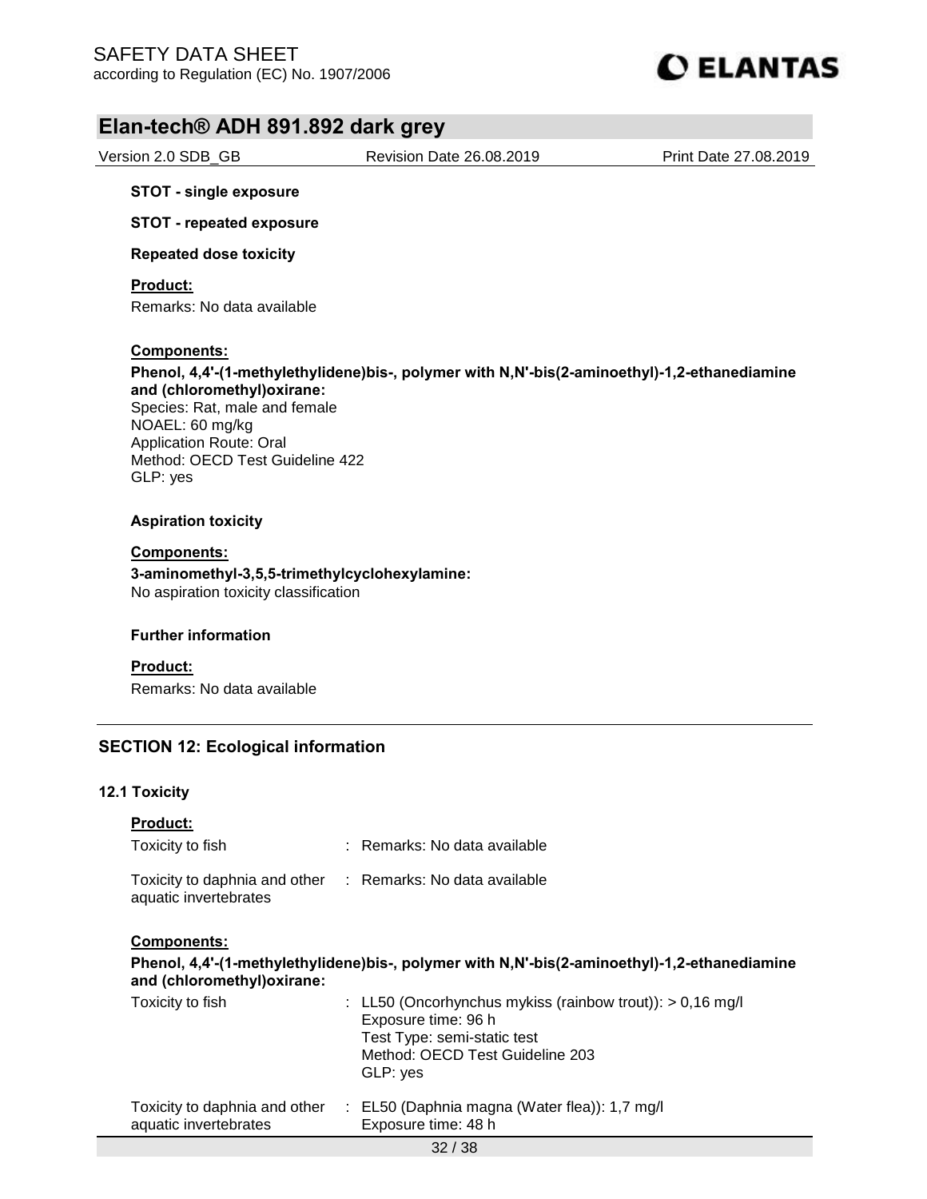**STOT - single exposure**

**STOT - repeated exposure**

**Repeated dose toxicity**

**Product:**

Remarks: No data available

**Components:**

**Phenol, 4,4'-(1-methylethylidene)bis-, polymer with N,N'-bis(2-aminoethyl)-1,2-ethanediamine and (chloromethyl)oxirane:**
Species: Rat, male and female
NOAEL: 60 mg/kg
Application Route: Oral
Method: OECD Test Guideline 422
GLP: yes

**Aspiration toxicity**

**Components:**

**3-aminomethyl-3,5,5-trimethylcyclohexylamine:**
No aspiration toxicity classification

**Further information**

**Product:**

Remarks: No data available

## SECTION 12: Ecological information

### 12.1 Toxicity

**Product:**

| | |
|---|---|
| Toxicity to fish | : Remarks: No data available |
| Toxicity to daphnia and other aquatic invertebrates | : Remarks: No data available |

**Components:**

**Phenol, 4,4'-(1-methylethylidene)bis-, polymer with N,N'-bis(2-aminoethyl)-1,2-ethanediamine and (chloromethyl)oxirane:**

| | |
|---|---|
| Toxicity to fish | : LL50 (Oncorhynchus mykiss (rainbow trout)): > 0,16 mg/l<br>Exposure time: 96 h<br>Test Type: semi-static test<br>Method: OECD Test Guideline 203<br>GLP: yes |
| Toxicity to daphnia and other aquatic invertebrates | : EL50 (Daphnia magna (Water flea)): 1,7 mg/l<br>Exposure time: 48 h |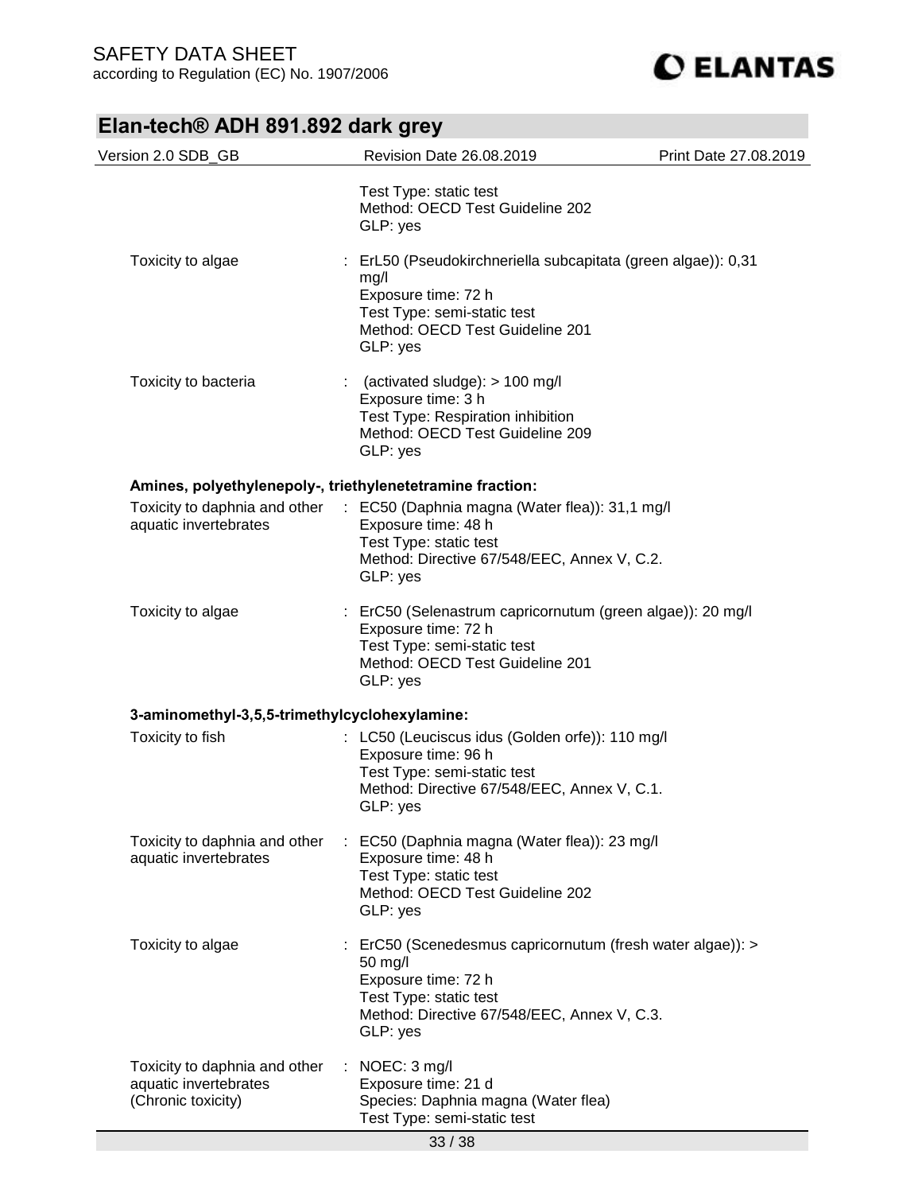| | | |
|---|---|---|
| | | Test Type: static test<br>Method: OECD Test Guideline 202<br>GLP: yes |
| Toxicity to algae | : | ErL50 (Pseudokirchneriella subcapitata (green algae)): 0,31 mg/l<br>Exposure time: 72 h<br>Test Type: semi-static test<br>Method: OECD Test Guideline 201<br>GLP: yes |
| Toxicity to bacteria | : | (activated sludge): > 100 mg/l<br>Exposure time: 3 h<br>Test Type: Respiration inhibition<br>Method: OECD Test Guideline 209<br>GLP: yes |

**Amines, polyethylenepoly-, triethylenetetramine fraction:**

| | | |
|---|---|---|
| Toxicity to daphnia and other aquatic invertebrates | : | EC50 (Daphnia magna (Water flea)): 31,1 mg/l<br>Exposure time: 48 h<br>Test Type: static test<br>Method: Directive 67/548/EEC, Annex V, C.2.<br>GLP: yes |
| Toxicity to algae | : | ErC50 (Selenastrum capricornutum (green algae)): 20 mg/l<br>Exposure time: 72 h<br>Test Type: semi-static test<br>Method: OECD Test Guideline 201<br>GLP: yes |

**3-aminomethyl-3,5,5-trimethylcyclohexylamine:**

| | | |
|---|---|---|
| Toxicity to fish | : | LC50 (Leuciscus idus (Golden orfe)): 110 mg/l<br>Exposure time: 96 h<br>Test Type: semi-static test<br>Method: Directive 67/548/EEC, Annex V, C.1.<br>GLP: yes |
| Toxicity to daphnia and other aquatic invertebrates | : | EC50 (Daphnia magna (Water flea)): 23 mg/l<br>Exposure time: 48 h<br>Test Type: static test<br>Method: OECD Test Guideline 202<br>GLP: yes |
| Toxicity to algae | : | ErC50 (Scenedesmus capricornutum (fresh water algae)): > 50 mg/l<br>Exposure time: 72 h<br>Test Type: static test<br>Method: Directive 67/548/EEC, Annex V, C.3.<br>GLP: yes |
| Toxicity to daphnia and other aquatic invertebrates (Chronic toxicity) | : | NOEC: 3 mg/l<br>Exposure time: 21 d<br>Species: Daphnia magna (Water flea)<br>Test Type: semi-static test |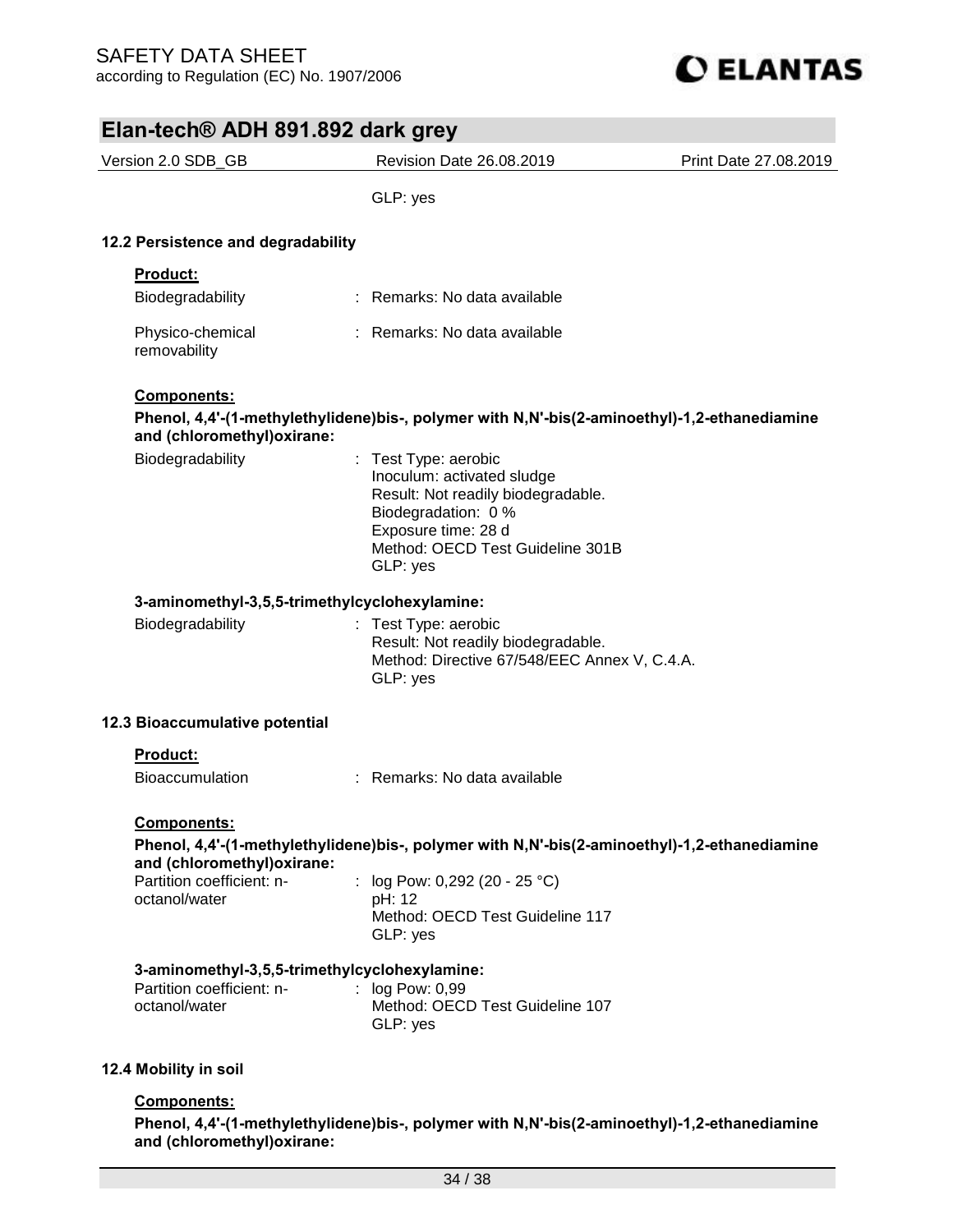GLP: yes

### 12.2 Persistence and degradability

**Product:**

Biodegradability : Remarks: No data available

Physico-chemical removability : Remarks: No data available

**Components:**

**Phenol, 4,4'-(1-methylethylidene)bis-, polymer with N,N'-bis(2-aminoethyl)-1,2-ethanediamine and (chloromethyl)oxirane:**

Biodegradability : Test Type: aerobic
Inoculum: activated sludge
Result: Not readily biodegradable.
Biodegradation: 0 %
Exposure time: 28 d
Method: OECD Test Guideline 301B
GLP: yes

**3-aminomethyl-3,5,5-trimethylcyclohexylamine:**

Biodegradability : Test Type: aerobic
Result: Not readily biodegradable.
Method: Directive 67/548/EEC Annex V, C.4.A.
GLP: yes

### 12.3 Bioaccumulative potential

**Product:**

Bioaccumulation : Remarks: No data available

**Components:**

**Phenol, 4,4'-(1-methylethylidene)bis-, polymer with N,N'-bis(2-aminoethyl)-1,2-ethanediamine and (chloromethyl)oxirane:**

Partition coefficient: n-octanol/water : log Pow: 0,292 (20 - 25 °C)
pH: 12
Method: OECD Test Guideline 117
GLP: yes

**3-aminomethyl-3,5,5-trimethylcyclohexylamine:**

Partition coefficient: n-octanol/water : log Pow: 0,99
Method: OECD Test Guideline 107
GLP: yes

### 12.4 Mobility in soil

**Components:**

**Phenol, 4,4'-(1-methylethylidene)bis-, polymer with N,N'-bis(2-aminoethyl)-1,2-ethanediamine and (chloromethyl)oxirane:**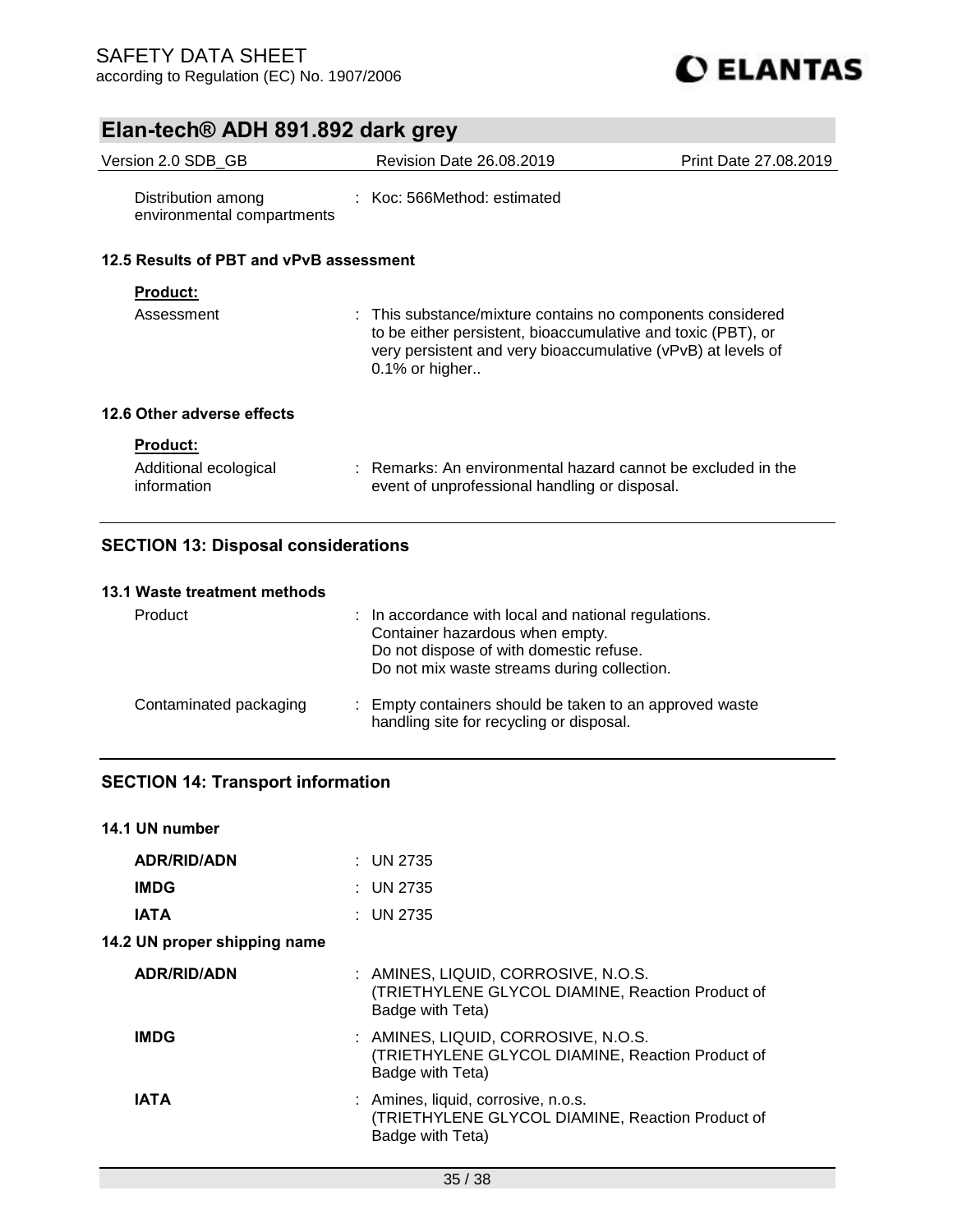| | |
|---|---|
| Distribution among environmental compartments | : Koc: 566Method: estimated |

### 12.5 Results of PBT and vPvB assessment

**Product:**

| | |
|---|---|
| Assessment | : This substance/mixture contains no components considered to be either persistent, bioaccumulative and toxic (PBT), or very persistent and very bioaccumulative (vPvB) at levels of 0.1% or higher.. |

### 12.6 Other adverse effects

**Product:**

| | |
|---|---|
| Additional ecological information | : Remarks: An environmental hazard cannot be excluded in the event of unprofessional handling or disposal. |

## SECTION 13: Disposal considerations

### 13.1 Waste treatment methods

| | |
|---|---|
| Product | : In accordance with local and national regulations. Container hazardous when empty. Do not dispose of with domestic refuse. Do not mix waste streams during collection. |
| Contaminated packaging | : Empty containers should be taken to an approved waste handling site for recycling or disposal. |

## SECTION 14: Transport information

### 14.1 UN number

| | |
|---|---|
| **ADR/RID/ADN** | : UN 2735 |
| **IMDG** | : UN 2735 |
| **IATA** | : UN 2735 |

### 14.2 UN proper shipping name

| | |
|---|---|
| **ADR/RID/ADN** | : AMINES, LIQUID, CORROSIVE, N.O.S. (TRIETHYLENE GLYCOL DIAMINE, Reaction Product of Badge with Teta) |
| **IMDG** | : AMINES, LIQUID, CORROSIVE, N.O.S. (TRIETHYLENE GLYCOL DIAMINE, Reaction Product of Badge with Teta) |
| **IATA** | : Amines, liquid, corrosive, n.o.s. (TRIETHYLENE GLYCOL DIAMINE, Reaction Product of Badge with Teta) |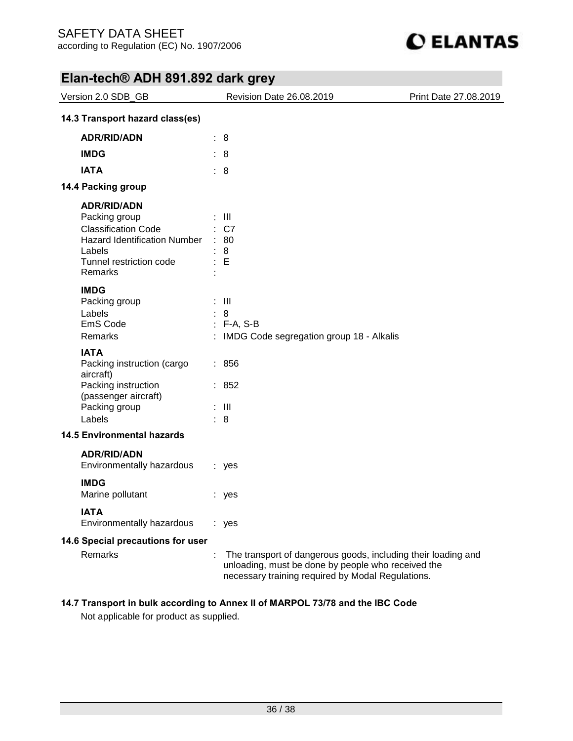# Elan-tech® ADH 891.892 dark grey

| Version 2.0 SDB_GB | Revision Date 26.08.2019 | Print Date 27.08.2019 |
| --- | --- | --- |

## 14.3 Transport hazard class(es)

| | |
| --- | --- |
| **ADR/RID/ADN** | : 8 |
| **IMDG** | : 8 |
| **IATA** | : 8 |

## 14.4 Packing group

**ADR/RID/ADN**

| | |
| --- | --- |
| Packing group | : III |
| Classification Code | : C7 |
| Hazard Identification Number | : 80 |
| Labels | : 8 |
| Tunnel restriction code | : E |
| Remarks | : |

**IMDG**

| | |
| --- | --- |
| Packing group | : III |
| Labels | : 8 |
| EmS Code | : F-A, S-B |
| Remarks | : IMDG Code segregation group 18 - Alkalis |

**IATA**

| | |
| --- | --- |
| Packing instruction (cargo aircraft) | : 856 |
| Packing instruction (passenger aircraft) | : 852 |
| Packing group | : III |
| Labels | : 8 |

## 14.5 Environmental hazards

**ADR/RID/ADN**

| | |
| --- | --- |
| Environmentally hazardous | : yes |

**IMDG**

| | |
| --- | --- |
| Marine pollutant | : yes |

**IATA**

| | |
| --- | --- |
| Environmentally hazardous | : yes |

## 14.6 Special precautions for user

| | |
| --- | --- |
| Remarks | : The transport of dangerous goods, including their loading and unloading, must be done by people who received the necessary training required by Modal Regulations. |

## 14.7 Transport in bulk according to Annex II of MARPOL 73/78 and the IBC Code

Not applicable for product as supplied.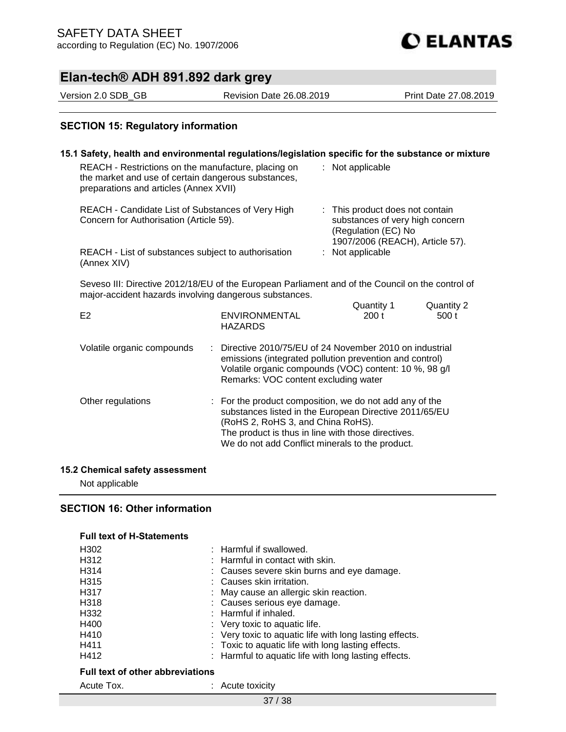## SECTION 15: Regulatory information

### 15.1 Safety, health and environmental regulations/legislation specific for the substance or mixture

| | |
|---|---|
| REACH - Restrictions on the manufacture, placing on the market and use of certain dangerous substances, preparations and articles (Annex XVII) | : Not applicable |
| REACH - Candidate List of Substances of Very High Concern for Authorisation (Article 59). | : This product does not contain substances of very high concern (Regulation (EC) No 1907/2006 (REACH), Article 57). |
| REACH - List of substances subject to authorisation (Annex XIV) | : Not applicable |

Seveso III: Directive 2012/18/EU of the European Parliament and of the Council on the control of major-accident hazards involving dangerous substances.

| | | Quantity 1 | Quantity 2 |
|---|---|---|---|
| E2 | ENVIRONMENTAL HAZARDS | 200 t | 500 t |

| | |
|---|---|
| Volatile organic compounds | : Directive 2010/75/EU of 24 November 2010 on industrial emissions (integrated pollution prevention and control)<br>Volatile organic compounds (VOC) content: 10 %, 98 g/l<br>Remarks: VOC content excluding water |
| Other regulations | : For the product composition, we do not add any of the substances listed in the European Directive 2011/65/EU (RoHS 2, RoHS 3, and China RoHS).<br>The product is thus in line with those directives.<br>We do not add Conflict minerals to the product. |

### 15.2 Chemical safety assessment

Not applicable

## SECTION 16: Other information

**Full text of H-Statements**

| | |
|---|---|
| H302 | : Harmful if swallowed. |
| H312 | : Harmful in contact with skin. |
| H314 | : Causes severe skin burns and eye damage. |
| H315 | : Causes skin irritation. |
| H317 | : May cause an allergic skin reaction. |
| H318 | : Causes serious eye damage. |
| H332 | : Harmful if inhaled. |
| H400 | : Very toxic to aquatic life. |
| H410 | : Very toxic to aquatic life with long lasting effects. |
| H411 | : Toxic to aquatic life with long lasting effects. |
| H412 | : Harmful to aquatic life with long lasting effects. |

**Full text of other abbreviations**

| | |
|---|---|
| Acute Tox. | : Acute toxicity |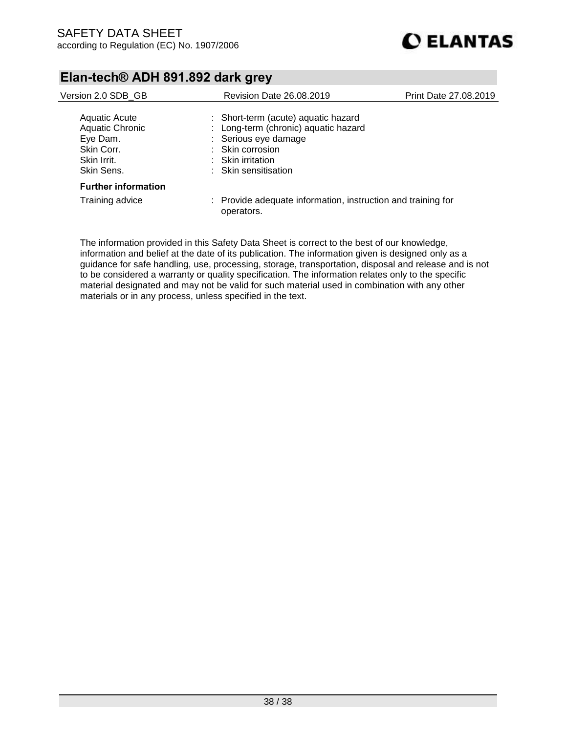| | |
|---|---|
| Aquatic Acute | : Short-term (acute) aquatic hazard |
| Aquatic Chronic | : Long-term (chronic) aquatic hazard |
| Eye Dam. | : Serious eye damage |
| Skin Corr. | : Skin corrosion |
| Skin Irrit. | : Skin irritation |
| Skin Sens. | : Skin sensitisation |

**Further information**

| | |
|---|---|
| Training advice | : Provide adequate information, instruction and training for operators. |

The information provided in this Safety Data Sheet is correct to the best of our knowledge, information and belief at the date of its publication. The information given is designed only as a guidance for safe handling, use, processing, storage, transportation, disposal and release and is not to be considered a warranty or quality specification. The information relates only to the specific material designated and may not be valid for such material used in combination with any other materials or in any process, unless specified in the text.